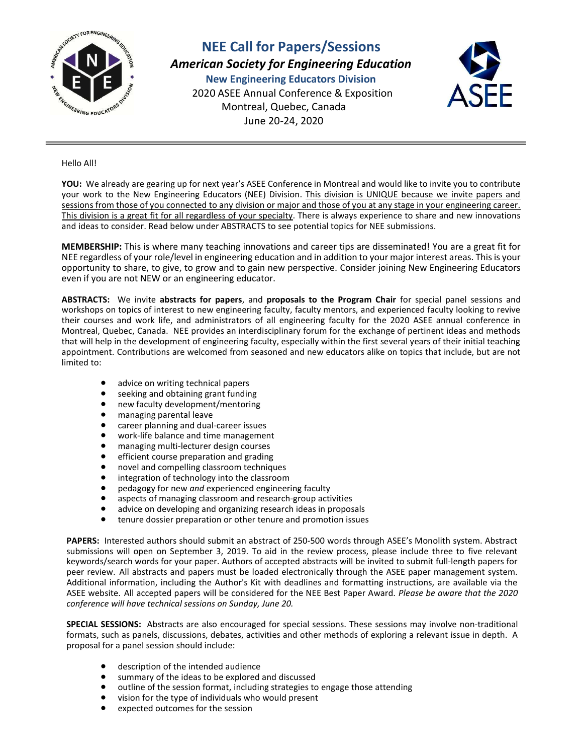# NEE Call for Papers/Sessions

## *American Society for Engineering Education*

### New Engineering Educators Division

2020 ASEE Annual Conference & Exposition
Montreal, Quebec, Canada
June 20-24, 2020

---

Hello All!

**YOU:** We already are gearing up for next year's ASEE Conference in Montreal and would like to invite you to contribute your work to the New Engineering Educators (NEE) Division. This division is UNIQUE because we invite papers and sessions from those of you connected to any division or major and those of you at any stage in your engineering career. This division is a great fit for all regardless of your specialty. There is always experience to share and new innovations and ideas to consider. Read below under ABSTRACTS to see potential topics for NEE submissions.

**MEMBERSHIP:** This is where many teaching innovations and career tips are disseminated! You are a great fit for NEE regardless of your role/level in engineering education and in addition to your major interest areas. This is your opportunity to share, to give, to grow and to gain new perspective. Consider joining New Engineering Educators even if you are not NEW or an engineering educator.

**ABSTRACTS:** We invite **abstracts for papers**, and **proposals to the Program Chair** for special panel sessions and workshops on topics of interest to new engineering faculty, faculty mentors, and experienced faculty looking to revive their courses and work life, and administrators of all engineering faculty for the 2020 ASEE annual conference in Montreal, Quebec, Canada. NEE provides an interdisciplinary forum for the exchange of pertinent ideas and methods that will help in the development of engineering faculty, especially within the first several years of their initial teaching appointment. Contributions are welcomed from seasoned and new educators alike on topics that include, but are not limited to:

- advice on writing technical papers
- seeking and obtaining grant funding
- new faculty development/mentoring
- managing parental leave
- career planning and dual-career issues
- work-life balance and time management
- managing multi-lecturer design courses
- efficient course preparation and grading
- novel and compelling classroom techniques
- integration of technology into the classroom
- pedagogy for new *and* experienced engineering faculty
- aspects of managing classroom and research-group activities
- advice on developing and organizing research ideas in proposals
- tenure dossier preparation or other tenure and promotion issues

**PAPERS:** Interested authors should submit an abstract of 250-500 words through ASEE's Monolith system. Abstract submissions will open on September 3, 2019. To aid in the review process, please include three to five relevant keywords/search words for your paper. Authors of accepted abstracts will be invited to submit full-length papers for peer review. All abstracts and papers must be loaded electronically through the ASEE paper management system. Additional information, including the Author's Kit with deadlines and formatting instructions, are available via the ASEE website. All accepted papers will be considered for the NEE Best Paper Award. *Please be aware that the 2020 conference will have technical sessions on Sunday, June 20.*

**SPECIAL SESSIONS:** Abstracts are also encouraged for special sessions. These sessions may involve non-traditional formats, such as panels, discussions, debates, activities and other methods of exploring a relevant issue in depth. A proposal for a panel session should include:

- description of the intended audience
- summary of the ideas to be explored and discussed
- outline of the session format, including strategies to engage those attending
- vision for the type of individuals who would present
- expected outcomes for the session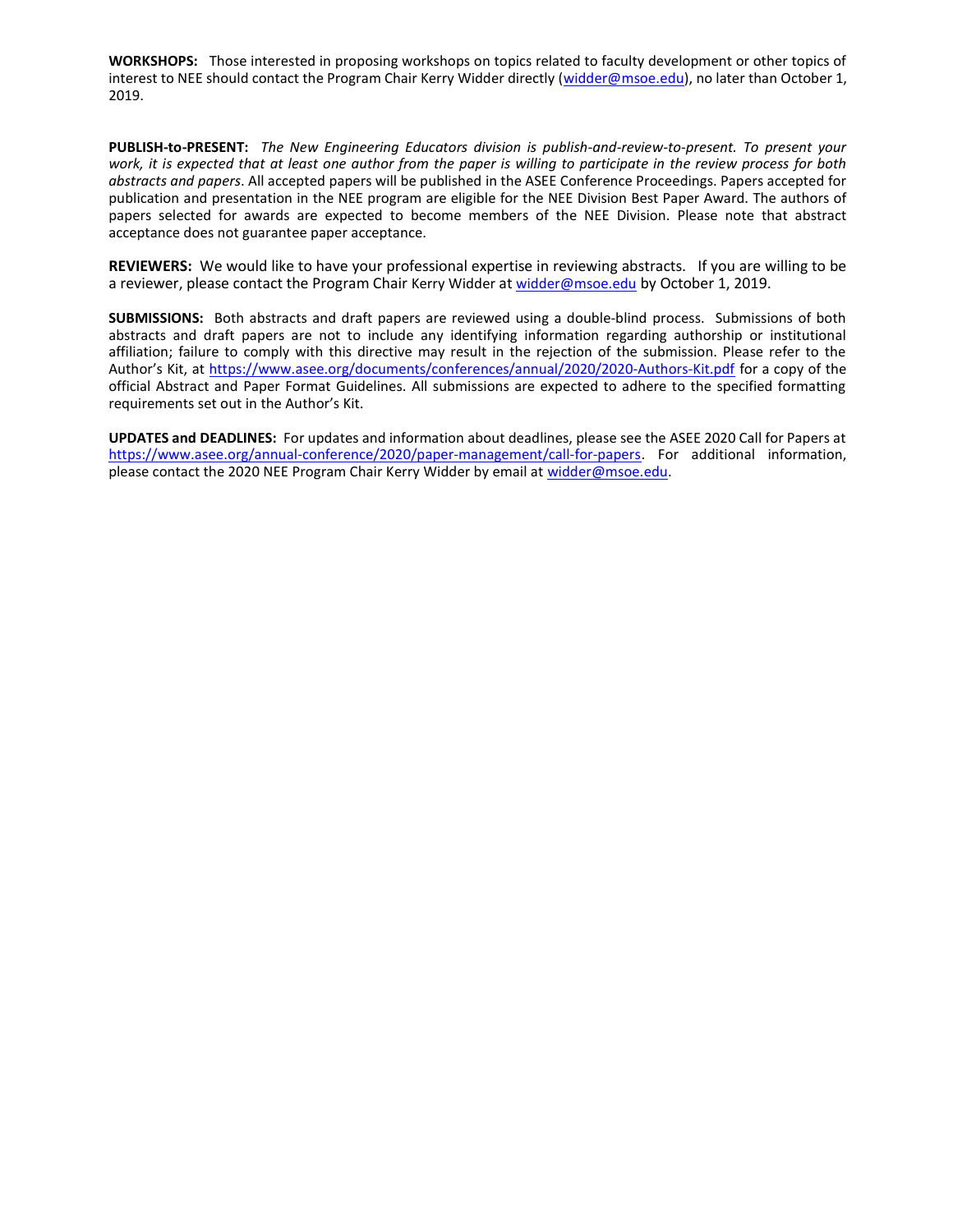**WORKSHOPS:** Those interested in proposing workshops on topics related to faculty development or other topics of interest to NEE should contact the Program Chair Kerry Widder directly (widder@msoe.edu), no later than October 1, 2019.

**PUBLISH-to-PRESENT:** *The New Engineering Educators division is publish-and-review-to-present. To present your work, it is expected that at least one author from the paper is willing to participate in the review process for both abstracts and papers*. All accepted papers will be published in the ASEE Conference Proceedings. Papers accepted for publication and presentation in the NEE program are eligible for the NEE Division Best Paper Award. The authors of papers selected for awards are expected to become members of the NEE Division. Please note that abstract acceptance does not guarantee paper acceptance.

**REVIEWERS:** We would like to have your professional expertise in reviewing abstracts. If you are willing to be a reviewer, please contact the Program Chair Kerry Widder at widder@msoe.edu by October 1, 2019.

**SUBMISSIONS:** Both abstracts and draft papers are reviewed using a double-blind process. Submissions of both abstracts and draft papers are not to include any identifying information regarding authorship or institutional affiliation; failure to comply with this directive may result in the rejection of the submission. Please refer to the Author's Kit, at https://www.asee.org/documents/conferences/annual/2020/2020-Authors-Kit.pdf for a copy of the official Abstract and Paper Format Guidelines. All submissions are expected to adhere to the specified formatting requirements set out in the Author's Kit.

**UPDATES and DEADLINES:** For updates and information about deadlines, please see the ASEE 2020 Call for Papers at https://www.asee.org/annual-conference/2020/paper-management/call-for-papers. For additional information, please contact the 2020 NEE Program Chair Kerry Widder by email at widder@msoe.edu.